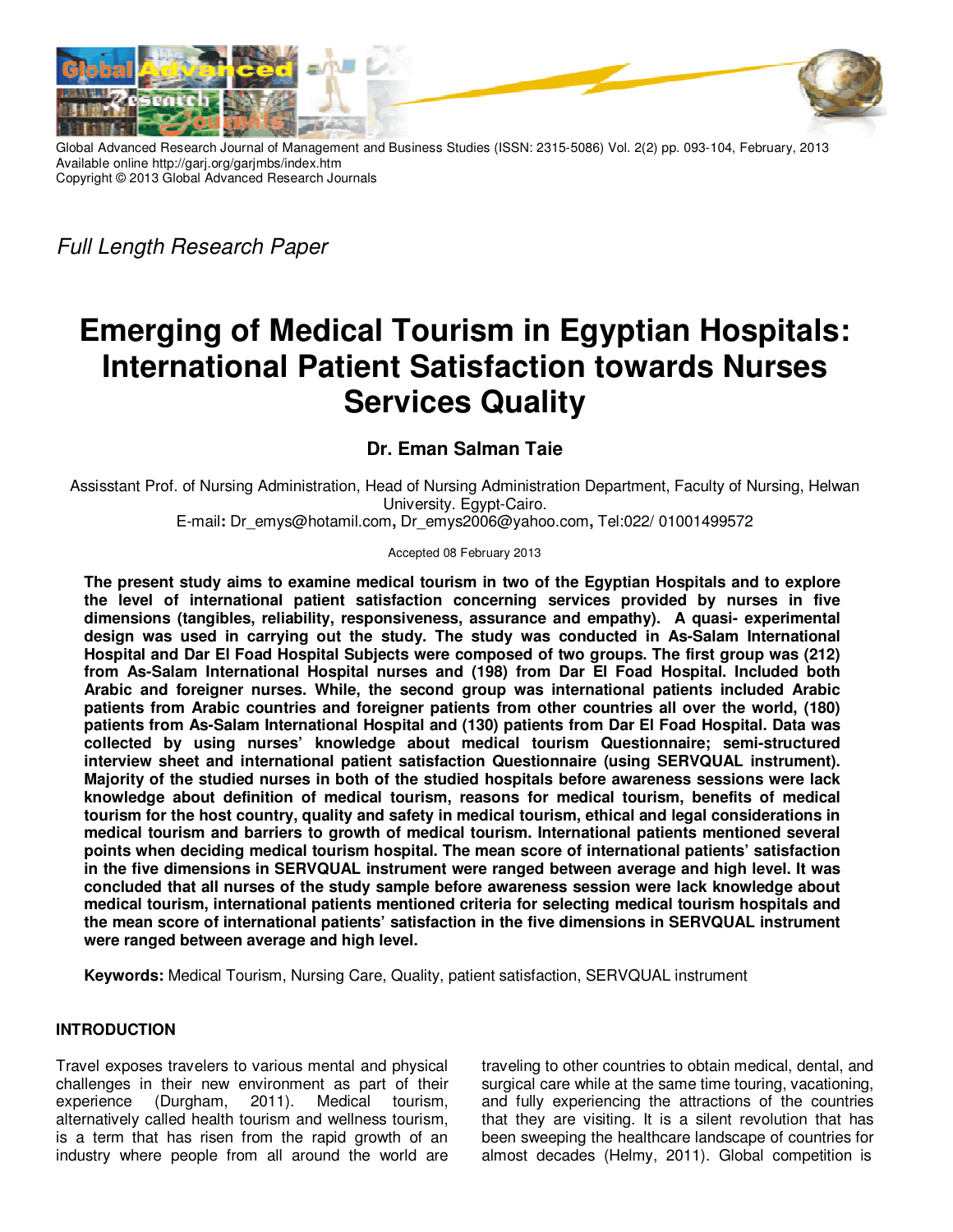Global Advanced Research Journal of Management and Business Studies (ISSN: 2315-5086) Vol. 2(2) pp. 093-104, February, 2013
Available online http://garj.org/garjmbs/index.htm
Copyright © 2013 Global Advanced Research Journals

*Full Length Research Paper*

# Emerging of Medical Tourism in Egyptian Hospitals: International Patient Satisfaction towards Nurses Services Quality

**Dr. Eman Salman Taie**

Assisstant Prof. of Nursing Administration, Head of Nursing Administration Department, Faculty of Nursing, Helwan University. Egypt-Cairo.
E-mail**:** Dr_emys@hotamil.com**,** Dr_emys2006@yahoo.com**,** Tel:022/ 01001499572

Accepted 08 February 2013

**The present study aims to examine medical tourism in two of the Egyptian Hospitals and to explore the level of international patient satisfaction concerning services provided by nurses in five dimensions (tangibles, reliability, responsiveness, assurance and empathy). A quasi- experimental design was used in carrying out the study. The study was conducted in As-Salam International Hospital and Dar El Foad Hospital Subjects were composed of two groups. The first group was (212) from As-Salam International Hospital nurses and (198) from Dar El Foad Hospital. Included both Arabic and foreigner nurses. While, the second group was international patients included Arabic patients from Arabic countries and foreigner patients from other countries all over the world, (180) patients from As-Salam International Hospital and (130) patients from Dar El Foad Hospital. Data was collected by using nurses' knowledge about medical tourism Questionnaire; semi-structured interview sheet and international patient satisfaction Questionnaire (using SERVQUAL instrument). Majority of the studied nurses in both of the studied hospitals before awareness sessions were lack knowledge about definition of medical tourism, reasons for medical tourism, benefits of medical tourism for the host country, quality and safety in medical tourism, ethical and legal considerations in medical tourism and barriers to growth of medical tourism. International patients mentioned several points when deciding medical tourism hospital. The mean score of international patients' satisfaction in the five dimensions in SERVQUAL instrument were ranged between average and high level. It was concluded that all nurses of the study sample before awareness session were lack knowledge about medical tourism, international patients mentioned criteria for selecting medical tourism hospitals and the mean score of international patients' satisfaction in the five dimensions in SERVQUAL instrument were ranged between average and high level.**

**Keywords:** Medical Tourism, Nursing Care, Quality, patient satisfaction, SERVQUAL instrument

## INTRODUCTION

Travel exposes travelers to various mental and physical challenges in their new environment as part of their experience (Durgham, 2011). Medical tourism, alternatively called health tourism and wellness tourism, is a term that has risen from the rapid growth of an industry where people from all around the world are traveling to other countries to obtain medical, dental, and surgical care while at the same time touring, vacationing, and fully experiencing the attractions of the countries that they are visiting. It is a silent revolution that has been sweeping the healthcare landscape of countries for almost decades (Helmy, 2011). Global competition is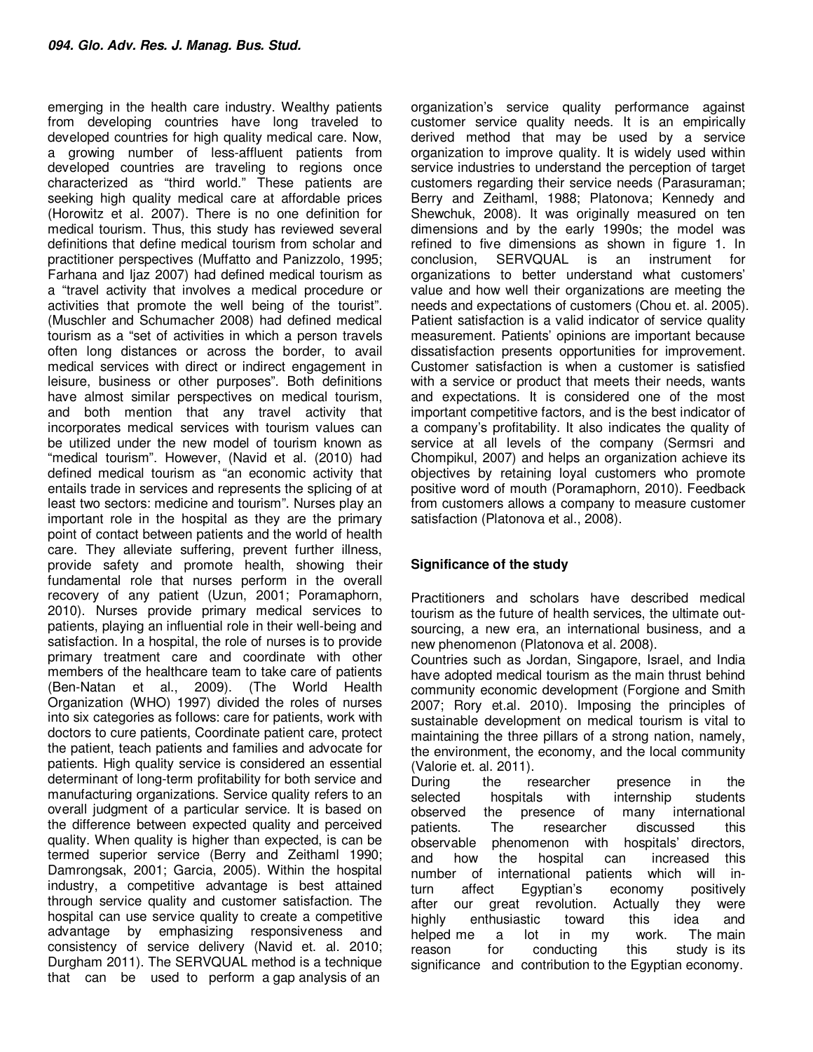emerging in the health care industry. Wealthy patients from developing countries have long traveled to developed countries for high quality medical care. Now, a growing number of less-affluent patients from developed countries are traveling to regions once characterized as "third world." These patients are seeking high quality medical care at affordable prices (Horowitz et al. 2007). There is no one definition for medical tourism. Thus, this study has reviewed several definitions that define medical tourism from scholar and practitioner perspectives (Muffatto and Panizzolo, 1995; Farhana and Ijaz 2007) had defined medical tourism as a "travel activity that involves a medical procedure or activities that promote the well being of the tourist". (Muschler and Schumacher 2008) had defined medical tourism as a "set of activities in which a person travels often long distances or across the border, to avail medical services with direct or indirect engagement in leisure, business or other purposes". Both definitions have almost similar perspectives on medical tourism, and both mention that any travel activity that incorporates medical services with tourism values can be utilized under the new model of tourism known as "medical tourism". However, (Navid et al. (2010) had defined medical tourism as "an economic activity that entails trade in services and represents the splicing of at least two sectors: medicine and tourism". Nurses play an important role in the hospital as they are the primary point of contact between patients and the world of health care. They alleviate suffering, prevent further illness, provide safety and promote health, showing their fundamental role that nurses perform in the overall recovery of any patient (Uzun, 2001; Poramaphorn, 2010). Nurses provide primary medical services to patients, playing an influential role in their well-being and satisfaction. In a hospital, the role of nurses is to provide primary treatment care and coordinate with other members of the healthcare team to take care of patients (Ben-Natan et al., 2009). (The World Health Organization (WHO) 1997) divided the roles of nurses into six categories as follows: care for patients, work with doctors to cure patients, Coordinate patient care, protect the patient, teach patients and families and advocate for patients. High quality service is considered an essential determinant of long-term profitability for both service and manufacturing organizations. Service quality refers to an overall judgment of a particular service. It is based on the difference between expected quality and perceived quality. When quality is higher than expected, is can be termed superior service (Berry and Zeithaml 1990; Damrongsak, 2001; Garcia, 2005). Within the hospital industry, a competitive advantage is best attained through service quality and customer satisfaction. The hospital can use service quality to create a competitive advantage by emphasizing responsiveness and consistency of service delivery (Navid et. al. 2010; Durgham 2011). The SERVQUAL method is a technique that can be used to perform a gap analysis of an organization's service quality performance against customer service quality needs. It is an empirically derived method that may be used by a service organization to improve quality. It is widely used within service industries to understand the perception of target customers regarding their service needs (Parasuraman; Berry and Zeithaml, 1988; Platonova; Kennedy and Shewchuk, 2008). It was originally measured on ten dimensions and by the early 1990s; the model was refined to five dimensions as shown in figure 1. In conclusion, SERVQUAL is an instrument for organizations to better understand what customers' value and how well their organizations are meeting the needs and expectations of customers (Chou et. al. 2005). Patient satisfaction is a valid indicator of service quality measurement. Patients' opinions are important because dissatisfaction presents opportunities for improvement. Customer satisfaction is when a customer is satisfied with a service or product that meets their needs, wants and expectations. It is considered one of the most important competitive factors, and is the best indicator of a company's profitability. It also indicates the quality of service at all levels of the company (Sermsri and Chompikul, 2007) and helps an organization achieve its objectives by retaining loyal customers who promote positive word of mouth (Poramaphorn, 2010). Feedback from customers allows a company to measure customer satisfaction (Platonova et al., 2008).

## Significance of the study

Practitioners and scholars have described medical tourism as the future of health services, the ultimate out-sourcing, a new era, an international business, and a new phenomenon (Platonova et al. 2008).

Countries such as Jordan, Singapore, Israel, and India have adopted medical tourism as the main thrust behind community economic development (Forgione and Smith 2007; Rory et.al. 2010). Imposing the principles of sustainable development on medical tourism is vital to maintaining the three pillars of a strong nation, namely, the environment, the economy, and the local community (Valorie et. al. 2011).

During the researcher presence in the selected hospitals with internship students observed the presence of many international patients. The researcher discussed this observable phenomenon with hospitals' directors, and how the hospital can increased this number of international patients which will in-turn affect Egyptian's economy positively after our great revolution. Actually they were highly enthusiastic toward this idea and helped me a lot in my work. The main reason for conducting this study is its significance and contribution to the Egyptian economy.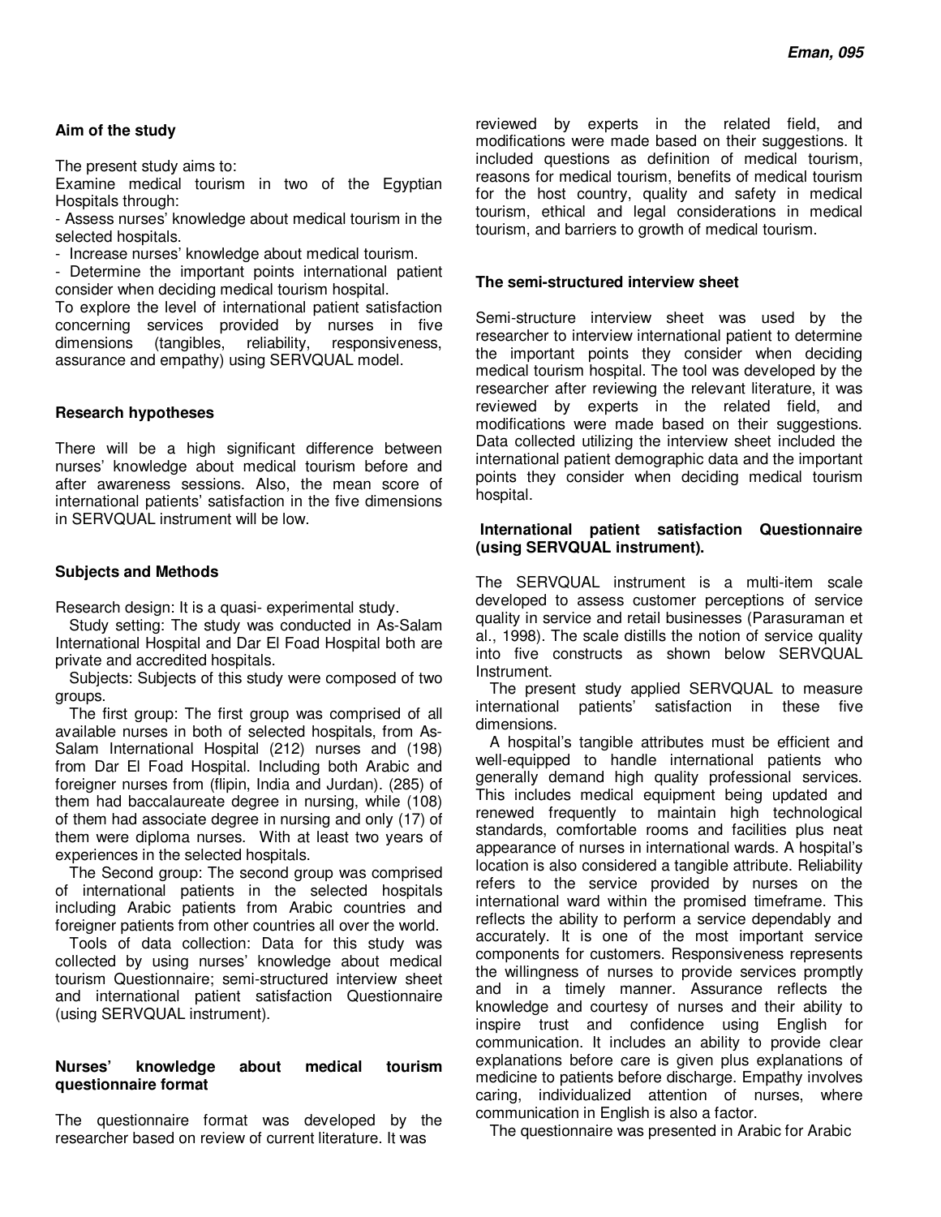**Aim of the study**

The present study aims to:
Examine medical tourism in two of the Egyptian Hospitals through:

- Assess nurses' knowledge about medical tourism in the selected hospitals.
- Increase nurses' knowledge about medical tourism.
- Determine the important points international patient consider when deciding medical tourism hospital.

To explore the level of international patient satisfaction concerning services provided by nurses in five dimensions (tangibles, reliability, responsiveness, assurance and empathy) using SERVQUAL model.

**Research hypotheses**

There will be a high significant difference between nurses' knowledge about medical tourism before and after awareness sessions. Also, the mean score of international patients' satisfaction in the five dimensions in SERVQUAL instrument will be low.

**Subjects and Methods**

Research design: It is a quasi- experimental study.

Study setting: The study was conducted in As-Salam International Hospital and Dar El Foad Hospital both are private and accredited hospitals.

Subjects: Subjects of this study were composed of two groups.

The first group: The first group was comprised of all available nurses in both of selected hospitals, from As-Salam International Hospital (212) nurses and (198) from Dar El Foad Hospital. Including both Arabic and foreigner nurses from (flipin, India and Jurdan). (285) of them had baccalaureate degree in nursing, while (108) of them had associate degree in nursing and only (17) of them were diploma nurses. With at least two years of experiences in the selected hospitals.

The Second group: The second group was comprised of international patients in the selected hospitals including Arabic patients from Arabic countries and foreigner patients from other countries all over the world.

Tools of data collection: Data for this study was collected by using nurses' knowledge about medical tourism Questionnaire; semi-structured interview sheet and international patient satisfaction Questionnaire (using SERVQUAL instrument).

**Nurses' knowledge about medical tourism questionnaire format**

The questionnaire format was developed by the researcher based on review of current literature. It was reviewed by experts in the related field, and modifications were made based on their suggestions. It included questions as definition of medical tourism, reasons for medical tourism, benefits of medical tourism for the host country, quality and safety in medical tourism, ethical and legal considerations in medical tourism, and barriers to growth of medical tourism.

**The semi-structured interview sheet**

Semi-structure interview sheet was used by the researcher to interview international patient to determine the important points they consider when deciding medical tourism hospital. The tool was developed by the researcher after reviewing the relevant literature, it was reviewed by experts in the related field, and modifications were made based on their suggestions. Data collected utilizing the interview sheet included the international patient demographic data and the important points they consider when deciding medical tourism hospital.

**International patient satisfaction Questionnaire (using SERVQUAL instrument).**

The SERVQUAL instrument is a multi-item scale developed to assess customer perceptions of service quality in service and retail businesses (Parasuraman et al., 1998). The scale distills the notion of service quality into five constructs as shown below SERVQUAL Instrument.

The present study applied SERVQUAL to measure international patients' satisfaction in these five dimensions.

A hospital's tangible attributes must be efficient and well-equipped to handle international patients who generally demand high quality professional services. This includes medical equipment being updated and renewed frequently to maintain high technological standards, comfortable rooms and facilities plus neat appearance of nurses in international wards. A hospital's location is also considered a tangible attribute. Reliability refers to the service provided by nurses on the international ward within the promised timeframe. This reflects the ability to perform a service dependably and accurately. It is one of the most important service components for customers. Responsiveness represents the willingness of nurses to provide services promptly and in a timely manner. Assurance reflects the knowledge and courtesy of nurses and their ability to inspire trust and confidence using English for communication. It includes an ability to provide clear explanations before care is given plus explanations of medicine to patients before discharge. Empathy involves caring, individualized attention of nurses, where communication in English is also a factor.

The questionnaire was presented in Arabic for Arabic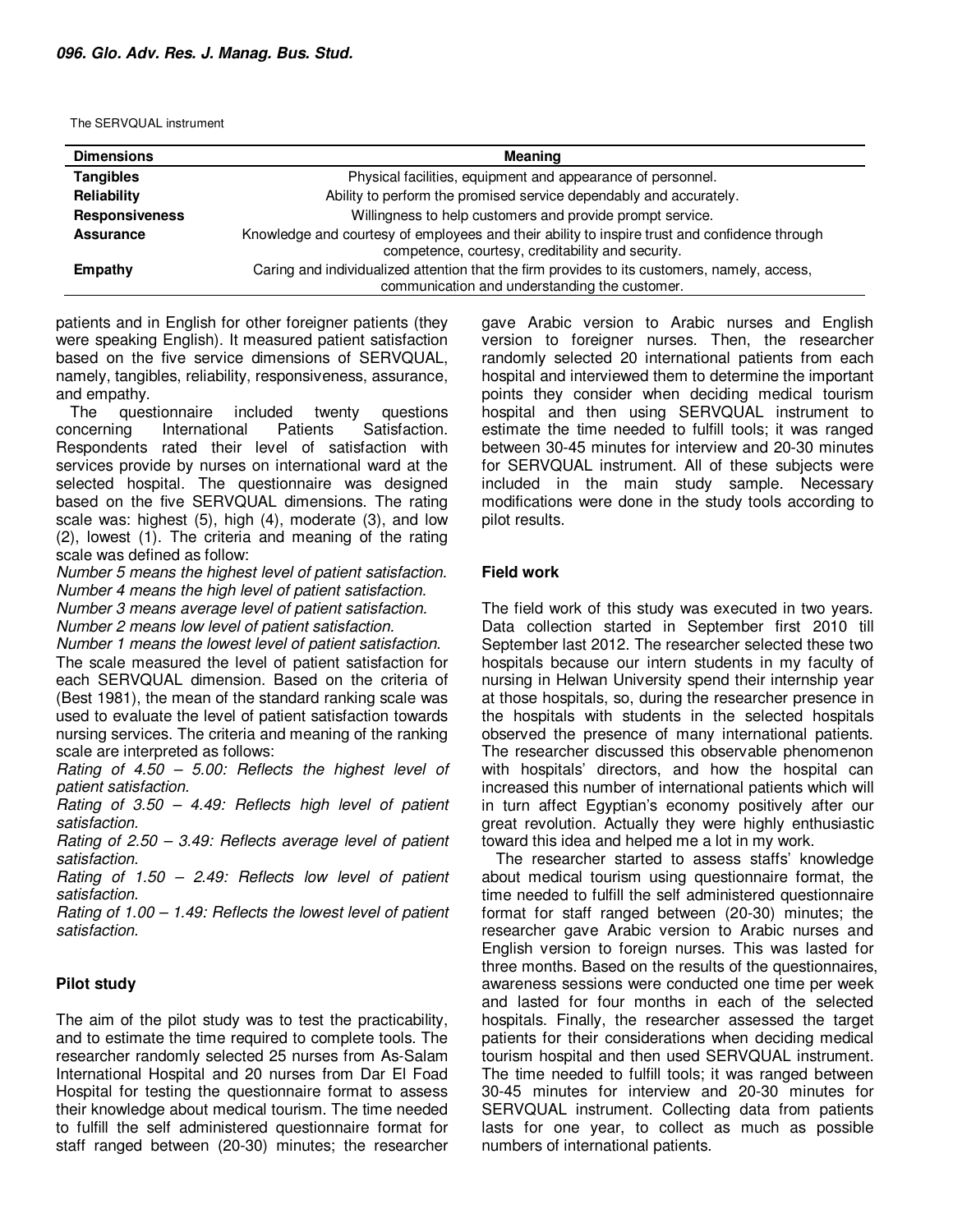The SERVQUAL instrument

| Dimensions | Meaning |
|---|---|
| **Tangibles** | Physical facilities, equipment and appearance of personnel. |
| **Reliability** | Ability to perform the promised service dependably and accurately. |
| **Responsiveness** | Willingness to help customers and provide prompt service. |
| **Assurance** | Knowledge and courtesy of employees and their ability to inspire trust and confidence through competence, courtesy, creditability and security. |
| **Empathy** | Caring and individualized attention that the firm provides to its customers, namely, access, communication and understanding the customer. |

patients and in English for other foreigner patients (they were speaking English). It measured patient satisfaction based on the five service dimensions of SERVQUAL, namely, tangibles, reliability, responsiveness, assurance, and empathy.

The questionnaire included twenty questions concerning International Patients Satisfaction. Respondents rated their level of satisfaction with services provide by nurses on international ward at the selected hospital. The questionnaire was designed based on the five SERVQUAL dimensions. The rating scale was: highest (5), high (4), moderate (3), and low (2), lowest (1). The criteria and meaning of the rating scale was defined as follow:

*Number 5 means the highest level of patient satisfaction.*
*Number 4 means the high level of patient satisfaction.*
*Number 3 means average level of patient satisfaction.*
*Number 2 means low level of patient satisfaction.*
*Number 1 means the lowest level of patient satisfaction.*

The scale measured the level of patient satisfaction for each SERVQUAL dimension. Based on the criteria of (Best 1981), the mean of the standard ranking scale was used to evaluate the level of patient satisfaction towards nursing services. The criteria and meaning of the ranking scale are interpreted as follows:

*Rating of 4.50 – 5.00: Reflects the highest level of patient satisfaction.*
*Rating of 3.50 – 4.49: Reflects high level of patient satisfaction.*
*Rating of 2.50 – 3.49: Reflects average level of patient satisfaction.*
*Rating of 1.50 – 2.49: Reflects low level of patient satisfaction.*
*Rating of 1.00 – 1.49: Reflects the lowest level of patient satisfaction.*

## Pilot study

The aim of the pilot study was to test the practicability, and to estimate the time required to complete tools. The researcher randomly selected 25 nurses from As-Salam International Hospital and 20 nurses from Dar El Foad Hospital for testing the questionnaire format to assess their knowledge about medical tourism. The time needed to fulfill the self administered questionnaire format for staff ranged between (20-30) minutes; the researcher gave Arabic version to Arabic nurses and English version to foreigner nurses. Then, the researcher randomly selected 20 international patients from each hospital and interviewed them to determine the important points they consider when deciding medical tourism hospital and then using SERVQUAL instrument to estimate the time needed to fulfill tools; it was ranged between 30-45 minutes for interview and 20-30 minutes for SERVQUAL instrument. All of these subjects were included in the main study sample. Necessary modifications were done in the study tools according to pilot results.

## Field work

The field work of this study was executed in two years. Data collection started in September first 2010 till September last 2012. The researcher selected these two hospitals because our intern students in my faculty of nursing in Helwan University spend their internship year at those hospitals, so, during the researcher presence in the hospitals with students in the selected hospitals observed the presence of many international patients. The researcher discussed this observable phenomenon with hospitals' directors, and how the hospital can increased this number of international patients which will in turn affect Egyptian's economy positively after our great revolution. Actually they were highly enthusiastic toward this idea and helped me a lot in my work.

The researcher started to assess staffs' knowledge about medical tourism using questionnaire format, the time needed to fulfill the self administered questionnaire format for staff ranged between (20-30) minutes; the researcher gave Arabic version to Arabic nurses and English version to foreign nurses. This was lasted for three months. Based on the results of the questionnaires, awareness sessions were conducted one time per week and lasted for four months in each of the selected hospitals. Finally, the researcher assessed the target patients for their considerations when deciding medical tourism hospital and then used SERVQUAL instrument. The time needed to fulfill tools; it was ranged between 30-45 minutes for interview and 20-30 minutes for SERVQUAL instrument. Collecting data from patients lasts for one year, to collect as much as possible numbers of international patients.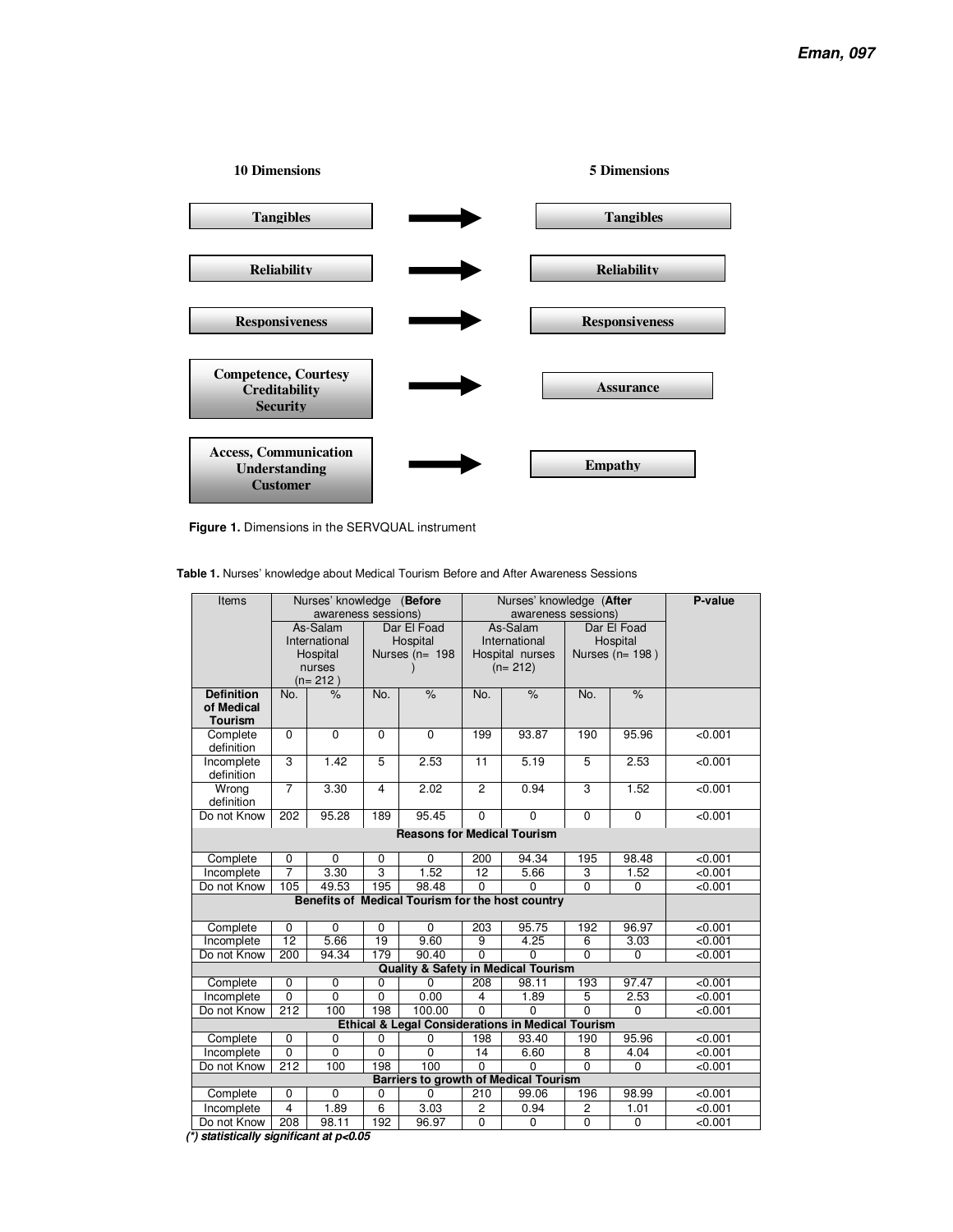**10 Dimensions** → **5 Dimensions**

| 10 Dimensions | | 5 Dimensions |
|---|---|---|
| Tangibles | → | Tangibles |
| Reliability | → | Reliability |
| Responsiveness | → | Responsiveness |
| Competence, Courtesy Creditability Security | → | Assurance |
| Access, Communication Understanding Customer | → | Empathy |

**Figure 1.** Dimensions in the SERVQUAL instrument

**Table 1.** Nurses' knowledge about Medical Tourism Before and After Awareness Sessions

| Items | Nurses' knowledge (**Before** awareness sessions) | | | | Nurses' knowledge (**After** awareness sessions) | | | | P-value |
|---|---|---|---|---|---|---|---|---|---|
| | As-Salam International Hospital nurses (n= 212 ) | | Dar El Foad Hospital Nurses (n= 198 ) | | As-Salam International Hospital nurses (n= 212) | | Dar El Foad Hospital Nurses (n= 198 ) | | |
| **Definition of Medical Tourism** | No. | % | No. | % | No. | % | No. | % | |
| Complete definition | 0 | 0 | 0 | 0 | 199 | 93.87 | 190 | 95.96 | <0.001 |
| Incomplete definition | 3 | 1.42 | 5 | 2.53 | 11 | 5.19 | 5 | 2.53 | <0.001 |
| Wrong definition | 7 | 3.30 | 4 | 2.02 | 2 | 0.94 | 3 | 1.52 | <0.001 |
| Do not Know | 202 | 95.28 | 189 | 95.45 | 0 | 0 | 0 | 0 | <0.001 |
| **Reasons for Medical Tourism** | | | | | | | | | |
| Complete | 0 | 0 | 0 | 0 | 200 | 94.34 | 195 | 98.48 | <0.001 |
| Incomplete | 7 | 3.30 | 3 | 1.52 | 12 | 5.66 | 3 | 1.52 | <0.001 |
| Do not Know | 105 | 49.53 | 195 | 98.48 | 0 | 0 | 0 | 0 | <0.001 |
| **Benefits of Medical Tourism for the host country** | | | | | | | | | |
| Complete | 0 | 0 | 0 | 0 | 203 | 95.75 | 192 | 96.97 | <0.001 |
| Incomplete | 12 | 5.66 | 19 | 9.60 | 9 | 4.25 | 6 | 3.03 | <0.001 |
| Do not Know | 200 | 94.34 | 179 | 90.40 | 0 | 0 | 0 | 0 | <0.001 |
| **Quality & Safety in Medical Tourism** | | | | | | | | | |
| Complete | 0 | 0 | 0 | 0 | 208 | 98.11 | 193 | 97.47 | <0.001 |
| Incomplete | 0 | 0 | 0 | 0.00 | 4 | 1.89 | 5 | 2.53 | <0.001 |
| Do not Know | 212 | 100 | 198 | 100.00 | 0 | 0 | 0 | 0 | <0.001 |
| **Ethical & Legal Considerations in Medical Tourism** | | | | | | | | | |
| Complete | 0 | 0 | 0 | 0 | 198 | 93.40 | 190 | 95.96 | <0.001 |
| Incomplete | 0 | 0 | 0 | 0 | 14 | 6.60 | 8 | 4.04 | <0.001 |
| Do not Know | 212 | 100 | 198 | 100 | 0 | 0 | 0 | 0 | <0.001 |
| **Barriers to growth of Medical Tourism** | | | | | | | | | |
| Complete | 0 | 0 | 0 | 0 | 210 | 99.06 | 196 | 98.99 | <0.001 |
| Incomplete | 4 | 1.89 | 6 | 3.03 | 2 | 0.94 | 2 | 1.01 | <0.001 |
| Do not Know | 208 | 98.11 | 192 | 96.97 | 0 | 0 | 0 | 0 | <0.001 |

***(\*) statistically significant at p<0.05***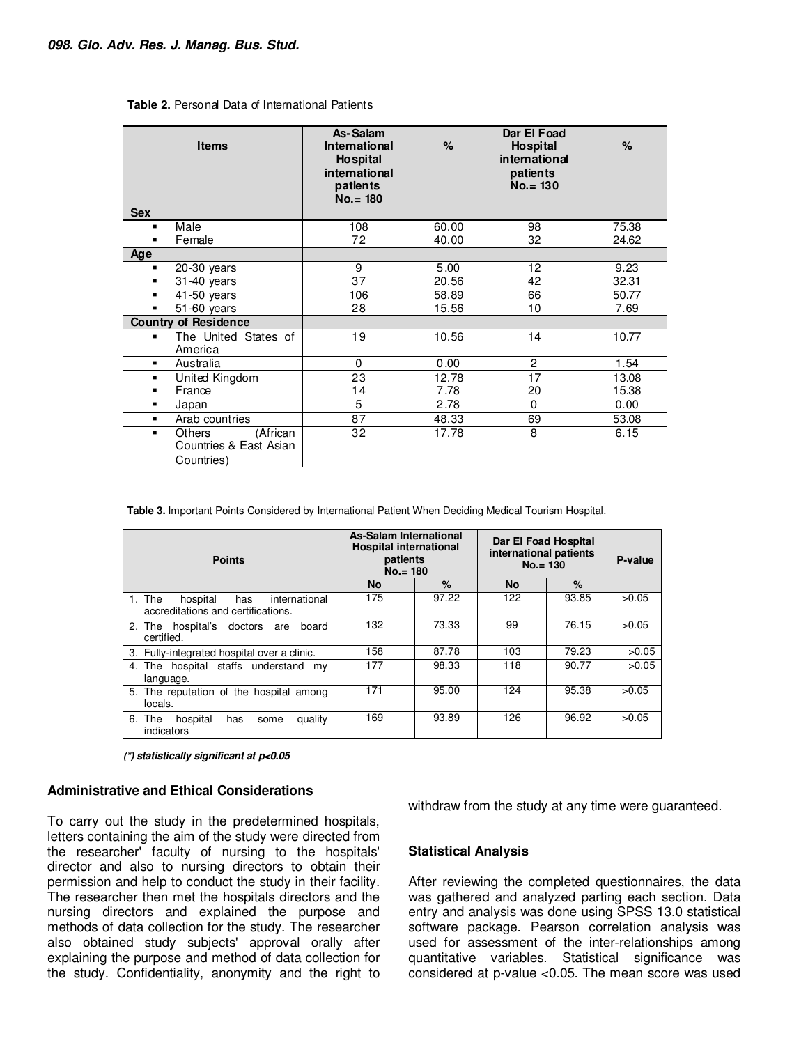**Table 2.** Personal Data of International Patients

| Items | As-Salam International Hospital international patients No.= 180 | % | Dar El Foad Hospital international patients No.= 130 | % |
|---|---|---|---|---|
| **Sex** | | | | |
| ▪ Male | 108 | 60.00 | 98 | 75.38 |
| ▪ Female | 72 | 40.00 | 32 | 24.62 |
| **Age** | | | | |
| ▪ 20-30 years | 9 | 5.00 | 12 | 9.23 |
| ▪ 31-40 years | 37 | 20.56 | 42 | 32.31 |
| ▪ 41-50 years | 106 | 58.89 | 66 | 50.77 |
| ▪ 51-60 years | 28 | 15.56 | 10 | 7.69 |
| **Country of Residence** | | | | |
| ▪ The United States of America | 19 | 10.56 | 14 | 10.77 |
| ▪ Australia | 0 | 0.00 | 2 | 1.54 |
| ▪ United Kingdom | 23 | 12.78 | 17 | 13.08 |
| ▪ France | 14 | 7.78 | 20 | 15.38 |
| ▪ Japan | 5 | 2.78 | 0 | 0.00 |
| ▪ Arab countries | 87 | 48.33 | 69 | 53.08 |
| ▪ Others (African Countries & East Asian Countries) | 32 | 17.78 | 8 | 6.15 |

**Table 3.** Important Points Considered by International Patient When Deciding Medical Tourism Hospital.

| Points | As-Salam International Hospital international patients No.= 180 | | Dar El Foad Hospital international patients No.= 130 | | P-value |
|---|---|---|---|---|---|
| | No | % | No | % | |
| 1. The hospital has international accreditations and certifications. | 175 | 97.22 | 122 | 93.85 | >0.05 |
| 2. The hospital's doctors are board certified. | 132 | 73.33 | 99 | 76.15 | >0.05 |
| 3. Fully-integrated hospital over a clinic. | 158 | 87.78 | 103 | 79.23 | >0.05 |
| 4. The hospital staffs understand my language. | 177 | 98.33 | 118 | 90.77 | >0.05 |
| 5. The reputation of the hospital among locals. | 171 | 95.00 | 124 | 95.38 | >0.05 |
| 6. The hospital has some quality indicators | 169 | 93.89 | 126 | 96.92 | >0.05 |

***(\*) statistically significant at p<0.05***

### Administrative and Ethical Considerations

To carry out the study in the predetermined hospitals, letters containing the aim of the study were directed from the researcher' faculty of nursing to the hospitals' director and also to nursing directors to obtain their permission and help to conduct the study in their facility. The researcher then met the hospitals directors and the nursing directors and explained the purpose and methods of data collection for the study. The researcher also obtained study subjects' approval orally after explaining the purpose and method of data collection for the study. Confidentiality, anonymity and the right to withdraw from the study at any time were guaranteed.

### Statistical Analysis

After reviewing the completed questionnaires, the data was gathered and analyzed parting each section. Data entry and analysis was done using SPSS 13.0 statistical software package. Pearson correlation analysis was used for assessment of the inter-relationships among quantitative variables. Statistical significance was considered at p-value <0.05. The mean score was used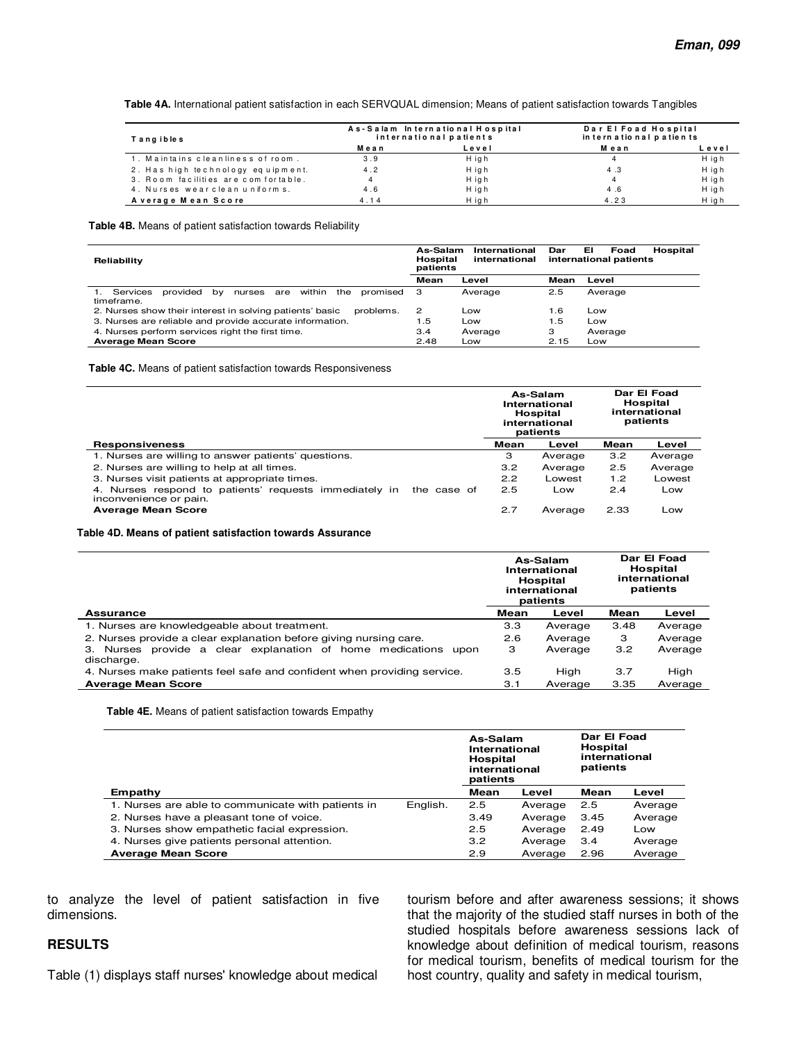**Table 4A.** International patient satisfaction in each SERVQUAL dimension; Means of patient satisfaction towards Tangibles

| Tangibles | As-Salam International Hospital international patients | | Dar El Foad Hospital international patients | |
|---|---|---|---|---|
| | Mean | Level | Mean | Level |
| 1. Maintains cleanliness of room. | 3.9 | High | 4 | High |
| 2. Has high technology equipment. | 4.2 | High | 4.3 | High |
| 3. Room facilities are comfortable. | 4 | High | 4 | High |
| 4. Nurses wear clean uniforms. | 4.6 | High | 4.6 | High |
| **Average Mean Score** | 4.14 | High | 4.23 | High |

**Table 4B.** Means of patient satisfaction towards Reliability

| Reliability | As-Salam International Hospital international patients | | Dar El Foad Hospital international patients | |
|---|---|---|---|---|
| | Mean | Level | Mean | Level |
| 1. Services provided by nurses are within the promised timeframe. | 3 | Average | 2.5 | Average |
| 2. Nurses show their interest in solving patients' basic problems. | 2 | Low | 1.6 | Low |
| 3. Nurses are reliable and provide accurate information. | 1.5 | Low | 1.5 | Low |
| 4. Nurses perform services right the first time. | 3.4 | Average | 3 | Average |
| **Average Mean Score** | 2.48 | Low | 2.15 | Low |

**Table 4C.** Means of patient satisfaction towards Responsiveness

| | As-Salam International Hospital international patients | | Dar El Foad Hospital international patients | |
|---|---|---|---|---|
| **Responsiveness** | **Mean** | **Level** | **Mean** | **Level** |
| 1. Nurses are willing to answer patients' questions. | 3 | Average | 3.2 | Average |
| 2. Nurses are willing to help at all times. | 3.2 | Average | 2.5 | Average |
| 3. Nurses visit patients at appropriate times. | 2.2 | Lowest | 1.2 | Lowest |
| 4. Nurses respond to patients' requests immediately in the case of inconvenience or pain. | 2.5 | Low | 2.4 | Low |
| **Average Mean Score** | 2.7 | Average | 2.33 | Low |

**Table 4D. Means of patient satisfaction towards Assurance**

| | As-Salam International Hospital international patients | | Dar El Foad Hospital international patients | |
|---|---|---|---|---|
| **Assurance** | **Mean** | **Level** | **Mean** | **Level** |
| 1. Nurses are knowledgeable about treatment. | 3.3 | Average | 3.48 | Average |
| 2. Nurses provide a clear explanation before giving nursing care. | 2.6 | Average | 3 | Average |
| 3. Nurses provide a clear explanation of home medications upon discharge. | 3 | Average | 3.2 | Average |
| 4. Nurses make patients feel safe and confident when providing service. | 3.5 | High | 3.7 | High |
| **Average Mean Score** | 3.1 | Average | 3.35 | Average |

**Table 4E.** Means of patient satisfaction towards Empathy

| | As-Salam International Hospital international patients | | Dar El Foad Hospital international patients | |
|---|---|---|---|---|
| **Empathy** | **Mean** | **Level** | **Mean** | **Level** |
| 1. Nurses are able to communicate with patients in English. | 2.5 | Average | 2.5 | Average |
| 2. Nurses have a pleasant tone of voice. | 3.49 | Average | 3.45 | Average |
| 3. Nurses show empathetic facial expression. | 2.5 | Average | 2.49 | Low |
| 4. Nurses give patients personal attention. | 3.2 | Average | 3.4 | Average |
| **Average Mean Score** | 2.9 | Average | 2.96 | Average |

to analyze the level of patient satisfaction in five dimensions.

## RESULTS

Table (1) displays staff nurses' knowledge about medical tourism before and after awareness sessions; it shows that the majority of the studied staff nurses in both of the studied hospitals before awareness sessions lack of knowledge about definition of medical tourism, reasons for medical tourism, benefits of medical tourism for the host country, quality and safety in medical tourism,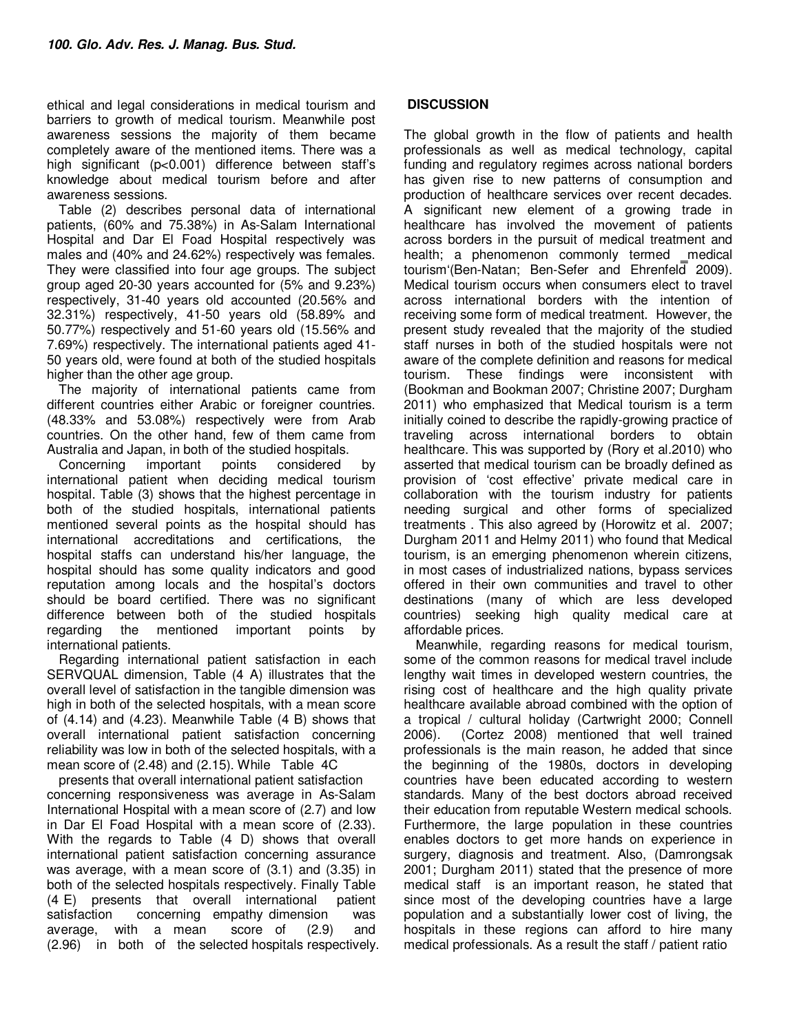ethical and legal considerations in medical tourism and barriers to growth of medical tourism. Meanwhile post awareness sessions the majority of them became completely aware of the mentioned items. There was a high significant (p<0.001) difference between staff's knowledge about medical tourism before and after awareness sessions.

Table (2) describes personal data of international patients, (60% and 75.38%) in As-Salam International Hospital and Dar El Foad Hospital respectively was males and (40% and 24.62%) respectively was females. They were classified into four age groups. The subject group aged 20-30 years accounted for (5% and 9.23%) respectively, 31-40 years old accounted (20.56% and 32.31%) respectively, 41-50 years old (58.89% and 50.77%) respectively and 51-60 years old (15.56% and 7.69%) respectively. The international patients aged 41-50 years old, were found at both of the studied hospitals higher than the other age group.

The majority of international patients came from different countries either Arabic or foreigner countries. (48.33% and 53.08%) respectively were from Arab countries. On the other hand, few of them came from Australia and Japan, in both of the studied hospitals.

Concerning important points considered by international patient when deciding medical tourism hospital. Table (3) shows that the highest percentage in both of the studied hospitals, international patients mentioned several points as the hospital should has international accreditations and certifications, the hospital staffs can understand his/her language, the hospital should has some quality indicators and good reputation among locals and the hospital's doctors should be board certified. There was no significant difference between both of the studied hospitals regarding the mentioned important points by international patients.

Regarding international patient satisfaction in each SERVQUAL dimension, Table (4 A) illustrates that the overall level of satisfaction in the tangible dimension was high in both of the selected hospitals, with a mean score of (4.14) and (4.23). Meanwhile Table (4 B) shows that overall international patient satisfaction concerning reliability was low in both of the selected hospitals, with a mean score of (2.48) and (2.15). While Table 4C presents that overall international patient satisfaction concerning responsiveness was average in As-Salam International Hospital with a mean score of (2.7) and low in Dar El Foad Hospital with a mean score of (2.33). With the regards to Table (4 D) shows that overall international patient satisfaction concerning assurance was average, with a mean score of (3.1) and (3.35) in both of the selected hospitals respectively. Finally Table (4 E) presents that overall international patient satisfaction concerning empathy dimension was average, with a mean score of (2.9) and (2.96) in both of the selected hospitals respectively.

## DISCUSSION

The global growth in the flow of patients and health professionals as well as medical technology, capital funding and regulatory regimes across national borders has given rise to new patterns of consumption and production of healthcare services over recent decades. A significant new element of a growing trade in healthcare has involved the movement of patients across borders in the pursuit of medical treatment and health; a phenomenon commonly termed ‗medical tourism'(Ben-Natan; Ben-Sefer and Ehrenfeld 2009). Medical tourism occurs when consumers elect to travel across international borders with the intention of receiving some form of medical treatment. However, the present study revealed that the majority of the studied staff nurses in both of the studied hospitals were not aware of the complete definition and reasons for medical tourism. These findings were inconsistent with (Bookman and Bookman 2007; Christine 2007; Durgham 2011) who emphasized that Medical tourism is a term initially coined to describe the rapidly-growing practice of traveling across international borders to obtain healthcare. This was supported by (Rory et al.2010) who asserted that medical tourism can be broadly defined as provision of 'cost effective' private medical care in collaboration with the tourism industry for patients needing surgical and other forms of specialized treatments . This also agreed by (Horowitz et al. 2007; Durgham 2011 and Helmy 2011) who found that Medical tourism, is an emerging phenomenon wherein citizens, in most cases of industrialized nations, bypass services offered in their own communities and travel to other destinations (many of which are less developed countries) seeking high quality medical care at affordable prices.

Meanwhile, regarding reasons for medical tourism, some of the common reasons for medical travel include lengthy wait times in developed western countries, the rising cost of healthcare and the high quality private healthcare available abroad combined with the option of a tropical / cultural holiday (Cartwright 2000; Connell 2006). (Cortez 2008) mentioned that well trained professionals is the main reason, he added that since the beginning of the 1980s, doctors in developing countries have been educated according to western standards. Many of the best doctors abroad received their education from reputable Western medical schools. Furthermore, the large population in these countries enables doctors to get more hands on experience in surgery, diagnosis and treatment. Also, (Damrongsak 2001; Durgham 2011) stated that the presence of more medical staff is an important reason, he stated that since most of the developing countries have a large population and a substantially lower cost of living, the hospitals in these regions can afford to hire many medical professionals. As a result the staff / patient ratio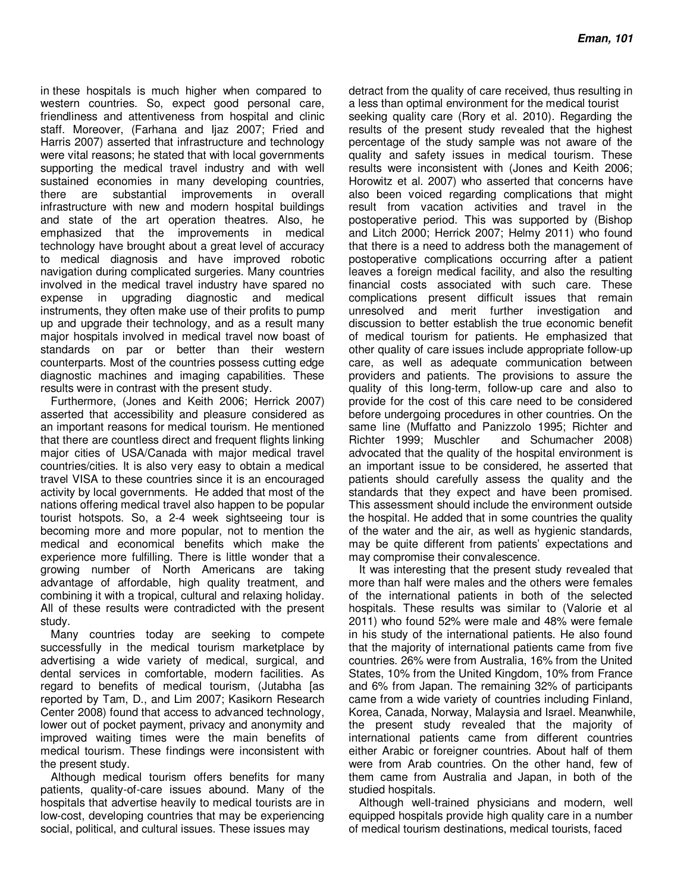in these hospitals is much higher when compared to western countries. So, expect good personal care, friendliness and attentiveness from hospital and clinic staff. Moreover, (Farhana and Ijaz 2007; Fried and Harris 2007) asserted that infrastructure and technology were vital reasons; he stated that with local governments supporting the medical travel industry and with well sustained economies in many developing countries, there are substantial improvements in overall infrastructure with new and modern hospital buildings and state of the art operation theatres. Also, he emphasized that the improvements in medical technology have brought about a great level of accuracy to medical diagnosis and have improved robotic navigation during complicated surgeries. Many countries involved in the medical travel industry have spared no expense in upgrading diagnostic and medical instruments, they often make use of their profits to pump up and upgrade their technology, and as a result many major hospitals involved in medical travel now boast of standards on par or better than their western counterparts. Most of the countries possess cutting edge diagnostic machines and imaging capabilities. These results were in contrast with the present study.

Furthermore, (Jones and Keith 2006; Herrick 2007) asserted that accessibility and pleasure considered as an important reasons for medical tourism. He mentioned that there are countless direct and frequent flights linking major cities of USA/Canada with major medical travel countries/cities. It is also very easy to obtain a medical travel VISA to these countries since it is an encouraged activity by local governments. He added that most of the nations offering medical travel also happen to be popular tourist hotspots. So, a 2-4 week sightseeing tour is becoming more and more popular, not to mention the medical and economical benefits which make the experience more fulfilling. There is little wonder that a growing number of North Americans are taking advantage of affordable, high quality treatment, and combining it with a tropical, cultural and relaxing holiday. All of these results were contradicted with the present study.

Many countries today are seeking to compete successfully in the medical tourism marketplace by advertising a wide variety of medical, surgical, and dental services in comfortable, modern facilities. As regard to benefits of medical tourism, (Jutabha [as reported by Tam, D., and Lim 2007; Kasikorn Research Center 2008) found that access to advanced technology, lower out of pocket payment, privacy and anonymity and improved waiting times were the main benefits of medical tourism. These findings were inconsistent with the present study.

Although medical tourism offers benefits for many patients, quality-of-care issues abound. Many of the hospitals that advertise heavily to medical tourists are in low-cost, developing countries that may be experiencing social, political, and cultural issues. These issues may detract from the quality of care received, thus resulting in a less than optimal environment for the medical tourist seeking quality care (Rory et al. 2010). Regarding the results of the present study revealed that the highest percentage of the study sample was not aware of the quality and safety issues in medical tourism. These results were inconsistent with (Jones and Keith 2006; Horowitz et al. 2007) who asserted that concerns have also been voiced regarding complications that might result from vacation activities and travel in the postoperative period. This was supported by (Bishop and Litch 2000; Herrick 2007; Helmy 2011) who found that there is a need to address both the management of postoperative complications occurring after a patient leaves a foreign medical facility, and also the resulting financial costs associated with such care. These complications present difficult issues that remain unresolved and merit further investigation and discussion to better establish the true economic benefit of medical tourism for patients. He emphasized that other quality of care issues include appropriate follow-up care, as well as adequate communication between providers and patients. The provisions to assure the quality of this long-term, follow-up care and also to provide for the cost of this care need to be considered before undergoing procedures in other countries. On the same line (Muffatto and Panizzolo 1995; Richter and Richter 1999; Muschler and Schumacher 2008) advocated that the quality of the hospital environment is an important issue to be considered, he asserted that patients should carefully assess the quality and the standards that they expect and have been promised. This assessment should include the environment outside the hospital. He added that in some countries the quality of the water and the air, as well as hygienic standards, may be quite different from patients' expectations and may compromise their convalescence.

It was interesting that the present study revealed that more than half were males and the others were females of the international patients in both of the selected hospitals. These results was similar to (Valorie et al 2011) who found 52% were male and 48% were female in his study of the international patients. He also found that the majority of international patients came from five countries. 26% were from Australia, 16% from the United States, 10% from the United Kingdom, 10% from France and 6% from Japan. The remaining 32% of participants came from a wide variety of countries including Finland, Korea, Canada, Norway, Malaysia and Israel. Meanwhile, the present study revealed that the majority of international patients came from different countries either Arabic or foreigner countries. About half of them were from Arab countries. On the other hand, few of them came from Australia and Japan, in both of the studied hospitals.

Although well-trained physicians and modern, well equipped hospitals provide high quality care in a number of medical tourism destinations, medical tourists, faced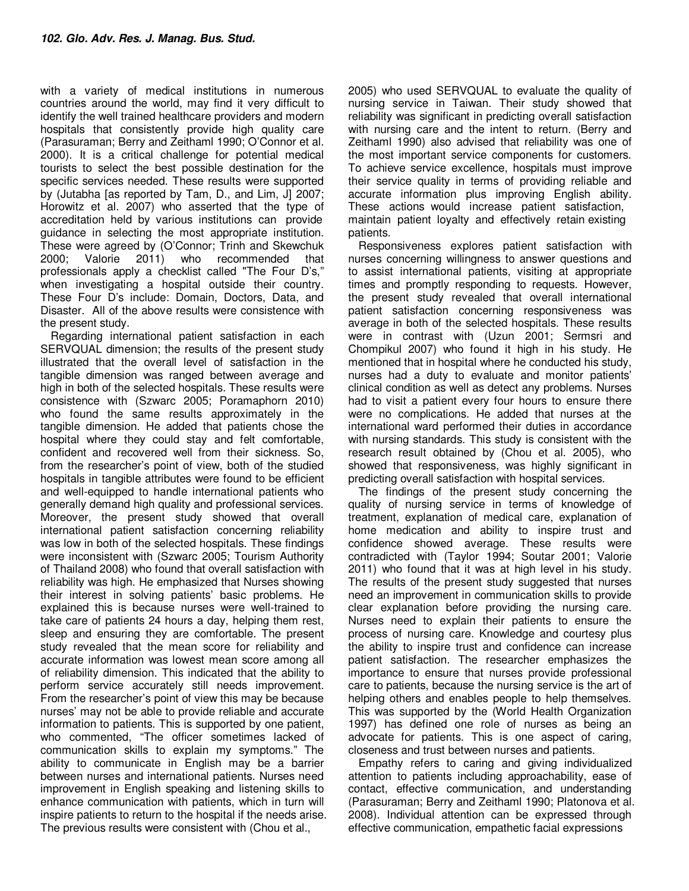with a variety of medical institutions in numerous countries around the world, may find it very difficult to identify the well trained healthcare providers and modern hospitals that consistently provide high quality care (Parasuraman; Berry and Zeithaml 1990; O'Connor et al. 2000). It is a critical challenge for potential medical tourists to select the best possible destination for the specific services needed. These results were supported by (Jutabha [as reported by Tam, D., and Lim, J] 2007; Horowitz et al. 2007) who asserted that the type of accreditation held by various institutions can provide guidance in selecting the most appropriate institution. These were agreed by (O'Connor; Trinh and Skewchuk 2000; Valorie 2011) who recommended that professionals apply a checklist called "The Four D's," when investigating a hospital outside their country. These Four D's include: Domain, Doctors, Data, and Disaster. All of the above results were consistence with the present study.

Regarding international patient satisfaction in each SERVQUAL dimension; the results of the present study illustrated that the overall level of satisfaction in the tangible dimension was ranged between average and high in both of the selected hospitals. These results were consistence with (Szwarc 2005; Poramaphorn 2010) who found the same results approximately in the tangible dimension. He added that patients chose the hospital where they could stay and felt comfortable, confident and recovered well from their sickness. So, from the researcher's point of view, both of the studied hospitals in tangible attributes were found to be efficient and well-equipped to handle international patients who generally demand high quality and professional services. Moreover, the present study showed that overall international patient satisfaction concerning reliability was low in both of the selected hospitals. These findings were inconsistent with (Szwarc 2005; Tourism Authority of Thailand 2008) who found that overall satisfaction with reliability was high. He emphasized that Nurses showing their interest in solving patients' basic problems. He explained this is because nurses were well-trained to take care of patients 24 hours a day, helping them rest, sleep and ensuring they are comfortable. The present study revealed that the mean score for reliability and accurate information was lowest mean score among all of reliability dimension. This indicated that the ability to perform service accurately still needs improvement. From the researcher's point of view this may be because nurses' may not be able to provide reliable and accurate information to patients. This is supported by one patient, who commented, "The officer sometimes lacked of communication skills to explain my symptoms." The ability to communicate in English may be a barrier between nurses and international patients. Nurses need improvement in English speaking and listening skills to enhance communication with patients, which in turn will inspire patients to return to the hospital if the needs arise. The previous results were consistent with (Chou et al., 2005) who used SERVQUAL to evaluate the quality of nursing service in Taiwan. Their study showed that reliability was significant in predicting overall satisfaction with nursing care and the intent to return. (Berry and Zeithaml 1990) also advised that reliability was one of the most important service components for customers. To achieve service excellence, hospitals must improve their service quality in terms of providing reliable and accurate information plus improving English ability. These actions would increase patient satisfaction, maintain patient loyalty and effectively retain existing patients.

Responsiveness explores patient satisfaction with nurses concerning willingness to answer questions and to assist international patients, visiting at appropriate times and promptly responding to requests. However, the present study revealed that overall international patient satisfaction concerning responsiveness was average in both of the selected hospitals. These results were in contrast with (Uzun 2001; Sermsri and Chompikul 2007) who found it high in his study. He mentioned that in hospital where he conducted his study, nurses had a duty to evaluate and monitor patients' clinical condition as well as detect any problems. Nurses had to visit a patient every four hours to ensure there were no complications. He added that nurses at the international ward performed their duties in accordance with nursing standards. This study is consistent with the research result obtained by (Chou et al. 2005), who showed that responsiveness, was highly significant in predicting overall satisfaction with hospital services.

The findings of the present study concerning the quality of nursing service in terms of knowledge of treatment, explanation of medical care, explanation of home medication and ability to inspire trust and confidence showed average. These results were contradicted with (Taylor 1994; Soutar 2001; Valorie 2011) who found that it was at high level in his study. The results of the present study suggested that nurses need an improvement in communication skills to provide clear explanation before providing the nursing care. Nurses need to explain their patients to ensure the process of nursing care. Knowledge and courtesy plus the ability to inspire trust and confidence can increase patient satisfaction. The researcher emphasizes the importance to ensure that nurses provide professional care to patients, because the nursing service is the art of helping others and enables people to help themselves. This was supported by the (World Health Organization 1997) has defined one role of nurses as being an advocate for patients. This is one aspect of caring, closeness and trust between nurses and patients.

Empathy refers to caring and giving individualized attention to patients including approachability, ease of contact, effective communication, and understanding (Parasuraman; Berry and Zeithaml 1990; Platonova et al. 2008). Individual attention can be expressed through effective communication, empathetic facial expressions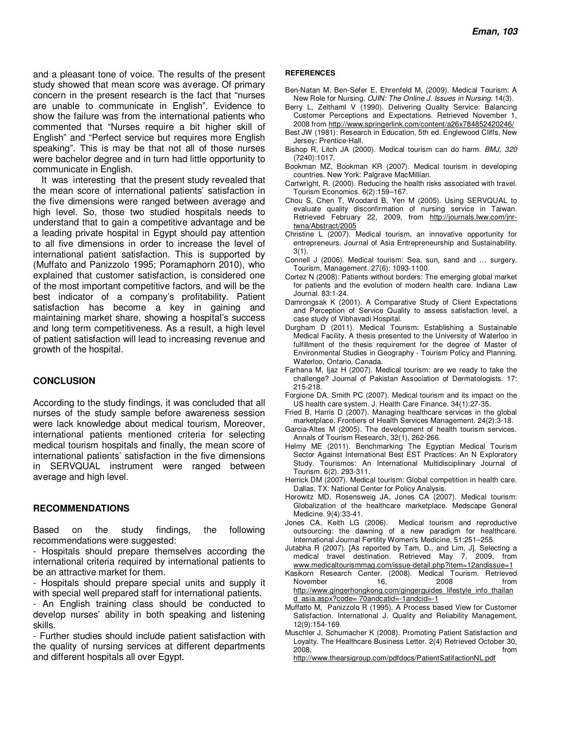and a pleasant tone of voice. The results of the present study showed that mean score was average. Of primary concern in the present research is the fact that "nurses are unable to communicate in English". Evidence to show the failure was from the international patients who commented that "Nurses require a bit higher skill of English" and "Perfect service but requires more English speaking". This is may be that not all of those nurses were bachelor degree and in turn had little opportunity to communicate in English.

It was interesting that the present study revealed that the mean score of international patients' satisfaction in the five dimensions were ranged between average and high level. So, those two studied hospitals needs to understand that to gain a competitive advantage and be a leading private hospital in Egypt should pay attention to all five dimensions in order to increase the level of international patient satisfaction. This is supported by (Muffato and Panizzolo 1995; Poramaphorn 2010), who explained that customer satisfaction, is considered one of the most important competitive factors, and will be the best indicator of a company's profitability. Patient satisfaction has become a key in gaining and maintaining market share, showing a hospital's success and long term competitiveness. As a result, a high level of patient satisfaction will lead to increasing revenue and growth of the hospital.

## CONCLUSION

According to the study findings, it was concluded that all nurses of the study sample before awareness session were lack knowledge about medical tourism, Moreover, international patients mentioned criteria for selecting medical tourism hospitals and finally, the mean score of international patients' satisfaction in the five dimensions in SERVQUAL instrument were ranged between average and high level.

## RECOMMENDATIONS

Based on the study findings, the following recommendations were suggested:

- Hospitals should prepare themselves according the international criteria required by international patients to be an attractive market for them.
- Hospitals should prepare special units and supply it with special well prepared staff for international patients.
- An English training class should be conducted to develop nurses' ability in both speaking and listening skills.
- Further studies should include patient satisfaction with the quality of nursing services at different departments and different hospitals all over Egypt.

## REFERENCES

Ben-Natan M, Ben-Sefer E, Ehrenfeld M, (2009). Medical Tourism: A New Role for Nursing. *OJIN: The Online J. Issues in Nursing*. 14(3).

Berry L, Zeithaml V (1990). Delivering Quality Service: Balancing Customer Perceptions and Expectations. Retrieved November 1, 2008 from http://www.springerlink.com/content/a26x784852420246/

Best JW (1981): Research in Education, 5th ed. Englewood Cliffs, New Jersey: Prentice-Hall.

Bishop R, Litch JA (2000). Medical tourism can do harm. *BMJ*, *320* (7240):1017.

Bookman MZ, Bookman KR (2007). Medical tourism in developing countries. New York: Palgrave MacMillian.

Cartwright, R. (2000). Reducing the health risks associated with travel. Tourism Economics. 6(2):159–167.

Chou S, Chen T, Woodard B, Yen M (2005). Using SERVQUAL to evaluate quality disconfirmation of nursing service in Taiwan. Retrieved February 22, 2009, from http://journals.lww.com/jnr-twna/Abstract/2005

Christine L (2007). Medical tourism, an innovative opportunity for entrepreneurs. Journal of Asia Entrepreneurship and Sustainability. 3(1).

Connell J (2006). Medical tourism: Sea, sun, sand and … surgery. Tourism, Management. 27(6): 1093-1100.

Cortez N (2008): Patients without borders: The emerging global market for patients and the evolution of modern health care. Indiana Law Journal. 83:1-24.

Damrongsak K (2001). A Comparative Study of Client Expectations and Perception of Service Quality to assess satisfaction level, a case study of Vibhavadi Hospital.

Durgham D (2011). Medical Tourism: Establishing a Sustainable Medical Facility. A thesis presented to the University of Waterloo in fulfillment of the thesis requirement for the degree of Master of Environmental Studies in Geography - Tourism Policy and Planning. Waterloo, Ontario, Canada.

Farhana M, Ijaz H (2007). Medical tourism: are we ready to take the challenge? Journal of Pakistan Association of Dermatologists. 17: 215-218.

Forgione DA, Smith PC (2007). Medical tourism and its impact on the US health care system. J. Health Care Finance. 34(1):27-35.

Fried B, Harris D (2007). Managing healthcare services in the global marketplace. Frontiers of Health Services Management. 24(2):3-18.

Garcia-Altes M (2005). The development of health tourism services. Annals of Tourism Research, 32(1), 262-266.

Helmy ME (2011). Benchmarking The Egyptian Medical Tourism Sector Against International Best EST Practices: An N Exploratory Study. Tourismos: An International Multidisciplinary Journal of Tourism. 6(2). 293-311.

Herrick DM (2007). Medical tourism: Global competition in health care. Dallas, TX: National Center for Policy Analysis.

Horowitz MD, Rosensweig JA, Jones CA (2007). Medical tourism: Globalization of the healthcare marketplace. Medscape General Medicine. 9(4):33-41.

Jones CA, Keith LG (2006). Medical tourism and reproductive outsourcing: the dawning of a new paradigm for healthcare. International Journal Fertility Women's Medicine, 51:251–255.

Jutabha R (2007). [As reported by Tam, D., and Lim, J]. Selecting a medical travel destination. Retrieved May 7, 2009, from www.medicaltourismmag.com/issue-detail.php?item=12andissue=1

Kasikorn Research Center. (2008). Medical Tourism. Retrieved November 16, 2008 from http://www.gingerhongkong.com/gingerguides_lifestyle_info_thailand_asia.aspx?code= 70andcatid=-1andcid=-1

Muffatto M, Panizzolo R (1995). A Process based View for Customer Satisfaction. International J. Quality and Reliability Management, 12(9):154-169.

Muschler J, Schumacher K (2008). Promoting Patient Satisfaction and Loyalty. The Healthcare Business Letter. 2(4) Retrieved October 30, 2008, from http://www.thearsigroup.com/pdfdocs/PatientSatifactionNL.pdf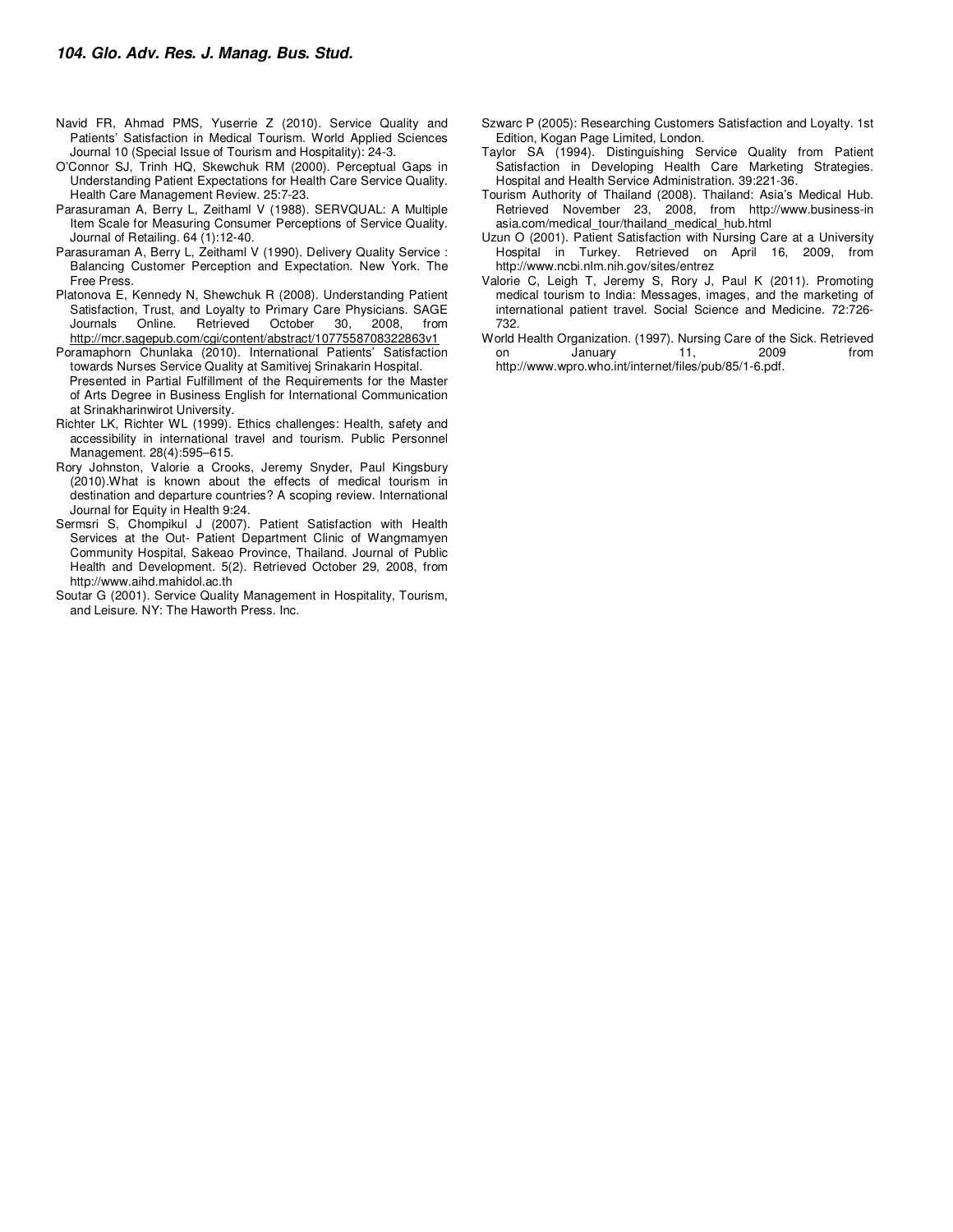Navid FR, Ahmad PMS, Yuserrie Z (2010). Service Quality and Patients' Satisfaction in Medical Tourism. World Applied Sciences Journal 10 (Special Issue of Tourism and Hospitality): 24-3.

O'Connor SJ, Trinh HQ, Skewchuk RM (2000). Perceptual Gaps in Understanding Patient Expectations for Health Care Service Quality. Health Care Management Review. 25:7-23.

Parasuraman A, Berry L, Zeithaml V (1988). SERVQUAL: A Multiple Item Scale for Measuring Consumer Perceptions of Service Quality. Journal of Retailing. 64 (1):12-40.

Parasuraman A, Berry L, Zeithaml V (1990). Delivery Quality Service : Balancing Customer Perception and Expectation. New York. The Free Press.

Platonova E, Kennedy N, Shewchuk R (2008). Understanding Patient Satisfaction, Trust, and Loyalty to Primary Care Physicians. SAGE Journals Online. Retrieved October 30, 2008, from http://mcr.sagepub.com/cgi/content/abstract/1077558708322863v1

Poramaphorn Chunlaka (2010). International Patients' Satisfaction towards Nurses Service Quality at Samitivej Srinakarin Hospital. Presented in Partial Fulfillment of the Requirements for the Master of Arts Degree in Business English for International Communication at Srinakharinwirot University.

Richter LK, Richter WL (1999). Ethics challenges: Health, safety and accessibility in international travel and tourism. Public Personnel Management. 28(4):595–615.

Rory Johnston, Valorie a Crooks, Jeremy Snyder, Paul Kingsbury (2010).What is known about the effects of medical tourism in destination and departure countries? A scoping review. International Journal for Equity in Health 9:24.

Sermsri S, Chompikul J (2007). Patient Satisfaction with Health Services at the Out- Patient Department Clinic of Wangmamyen Community Hospital, Sakeao Province, Thailand. Journal of Public Health and Development. 5(2). Retrieved October 29, 2008, from http://www.aihd.mahidol.ac.th

Soutar G (2001). Service Quality Management in Hospitality, Tourism, and Leisure. NY: The Haworth Press. Inc.

Szwarc P (2005): Researching Customers Satisfaction and Loyalty. 1st Edition, Kogan Page Limited, London.

Taylor SA (1994). Distinguishing Service Quality from Patient Satisfaction in Developing Health Care Marketing Strategies. Hospital and Health Service Administration. 39:221-36.

Tourism Authority of Thailand (2008). Thailand: Asia's Medical Hub. Retrieved November 23, 2008, from http://www.business-in asia.com/medical_tour/thailand_medical_hub.html

Uzun O (2001). Patient Satisfaction with Nursing Care at a University Hospital in Turkey. Retrieved on April 16, 2009, from http://www.ncbi.nlm.nih.gov/sites/entrez

Valorie C, Leigh T, Jeremy S, Rory J, Paul K (2011). Promoting medical tourism to India: Messages, images, and the marketing of international patient travel. Social Science and Medicine. 72:726-732.

World Health Organization. (1997). Nursing Care of the Sick. Retrieved on January 11, 2009 from http://www.wpro.who.int/internet/files/pub/85/1-6.pdf.